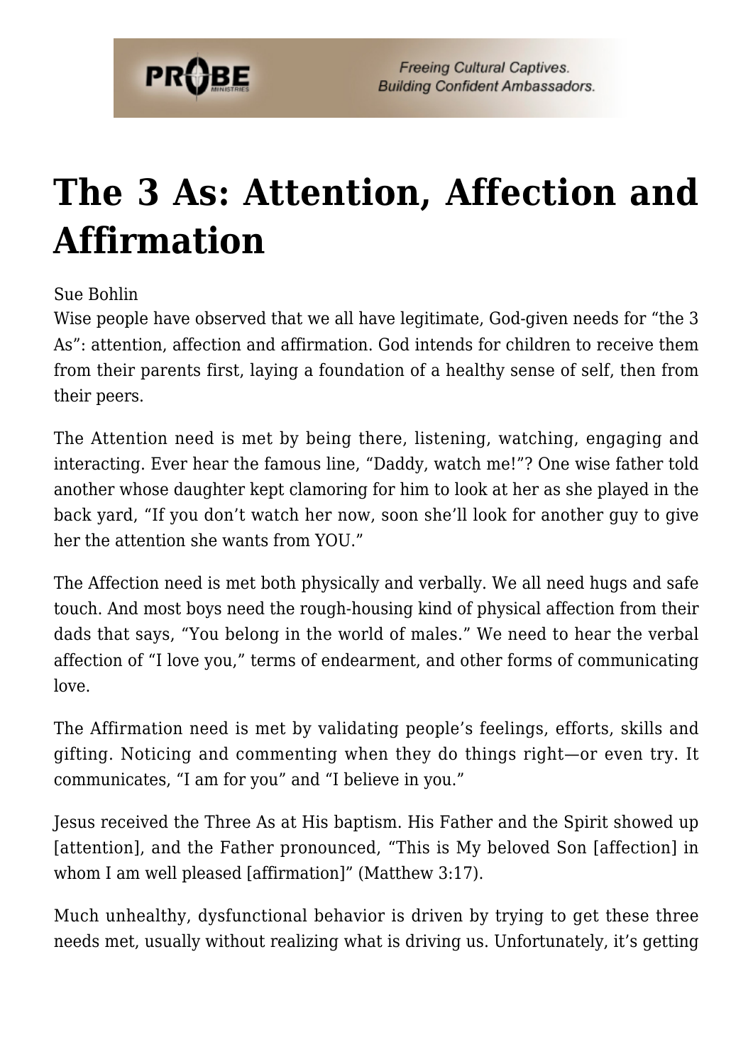# The 3 As: Attention, Affection and Affirmation

Sue Bohlin

Wise people have observed that we all have legitimate, God-given needs for "the 3 As": attention, affection and affirmation. God intends for children to receive them from their parents first, laying a foundation of a healthy sense of self, then from their peers.

The Attention need is met by being there, listening, watching, engaging and interacting. Ever hear the famous line, "Daddy, watch me!"? One wise father told another whose daughter kept clamoring for him to look at her as she played in the back yard, "If you don't watch her now, soon she'll look for another guy to give her the attention she wants from YOU."

The Affection need is met both physically and verbally. We all need hugs and safe touch. And most boys need the rough-housing kind of physical affection from their dads that says, "You belong in the world of males." We need to hear the verbal affection of "I love you," terms of endearment, and other forms of communicating love.

The Affirmation need is met by validating people's feelings, efforts, skills and gifting. Noticing and commenting when they do things right—or even try. It communicates, "I am for you" and "I believe in you."

Jesus received the Three As at His baptism. His Father and the Spirit showed up [attention], and the Father pronounced, "This is My beloved Son [affection] in whom I am well pleased [affirmation]" (Matthew 3:17).

Much unhealthy, dysfunctional behavior is driven by trying to get these three needs met, usually without realizing what is driving us. Unfortunately, it's getting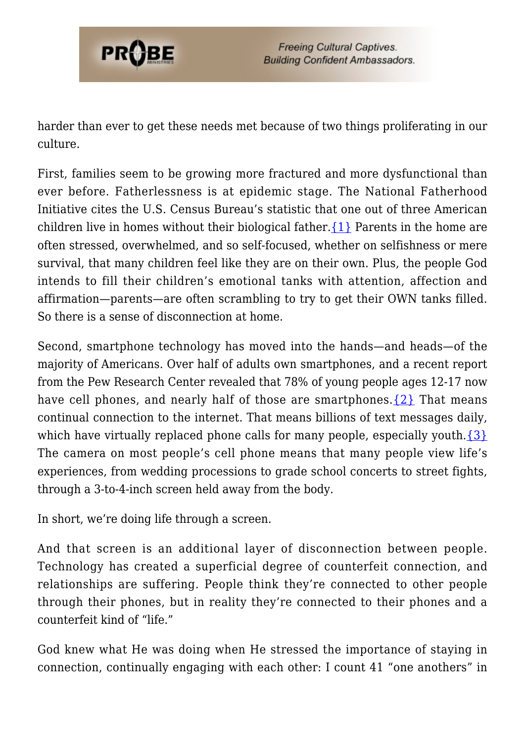harder than ever to get these needs met because of two things proliferating in our culture.

First, families seem to be growing more fractured and more dysfunctional than ever before. Fatherlessness is at epidemic stage. The National Fatherhood Initiative cites the U.S. Census Bureau's statistic that one out of three American children live in homes without their biological father.{1} Parents in the home are often stressed, overwhelmed, and so self-focused, whether on selfishness or mere survival, that many children feel like they are on their own. Plus, the people God intends to fill their children's emotional tanks with attention, affection and affirmation—parents—are often scrambling to try to get their OWN tanks filled. So there is a sense of disconnection at home.

Second, smartphone technology has moved into the hands—and heads—of the majority of Americans. Over half of adults own smartphones, and a recent report from the Pew Research Center revealed that 78% of young people ages 12-17 now have cell phones, and nearly half of those are smartphones.{2} That means continual connection to the internet. That means billions of text messages daily, which have virtually replaced phone calls for many people, especially youth.{3} The camera on most people's cell phone means that many people view life's experiences, from wedding processions to grade school concerts to street fights, through a 3-to-4-inch screen held away from the body.

In short, we're doing life through a screen.

And that screen is an additional layer of disconnection between people. Technology has created a superficial degree of counterfeit connection, and relationships are suffering. People think they're connected to other people through their phones, but in reality they're connected to their phones and a counterfeit kind of "life."

God knew what He was doing when He stressed the importance of staying in connection, continually engaging with each other: I count 41 "one anothers" in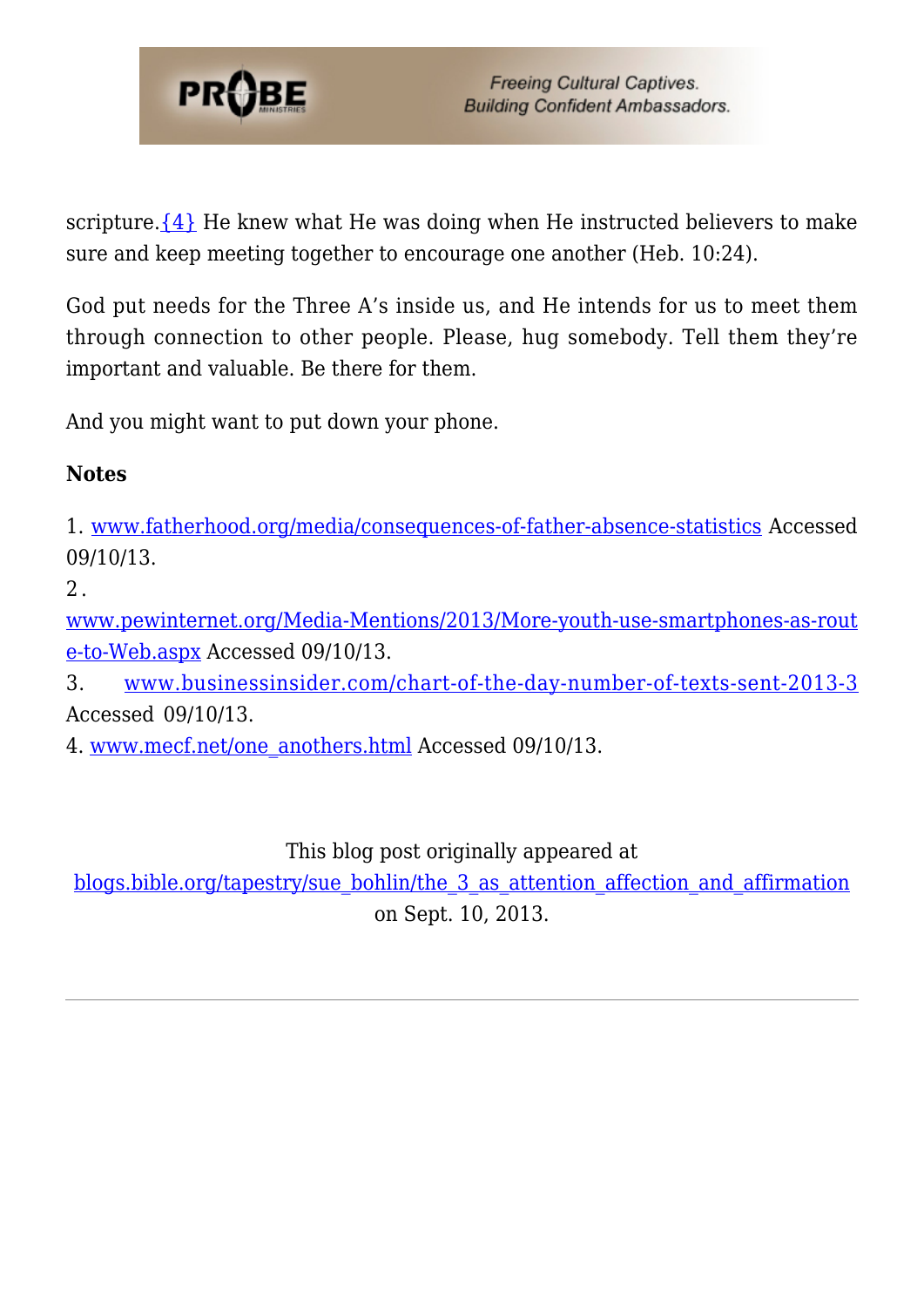scripture.{4} He knew what He was doing when He instructed believers to make sure and keep meeting together to encourage one another (Heb. 10:24).

God put needs for the Three A's inside us, and He intends for us to meet them through connection to other people. Please, hug somebody. Tell them they're important and valuable. Be there for them.

And you might want to put down your phone.

**Notes**

1. www.fatherhood.org/media/consequences-of-father-absence-statistics Accessed 09/10/13.
2. www.pewinternet.org/Media-Mentions/2013/More-youth-use-smartphones-as-route-to-Web.aspx Accessed 09/10/13.
3. www.businessinsider.com/chart-of-the-day-number-of-texts-sent-2013-3 Accessed 09/10/13.
4. www.mecf.net/one_anothers.html Accessed 09/10/13.

This blog post originally appeared at blogs.bible.org/tapestry/sue_bohlin/the_3_as_attention_affection_and_affirmation on Sept. 10, 2013.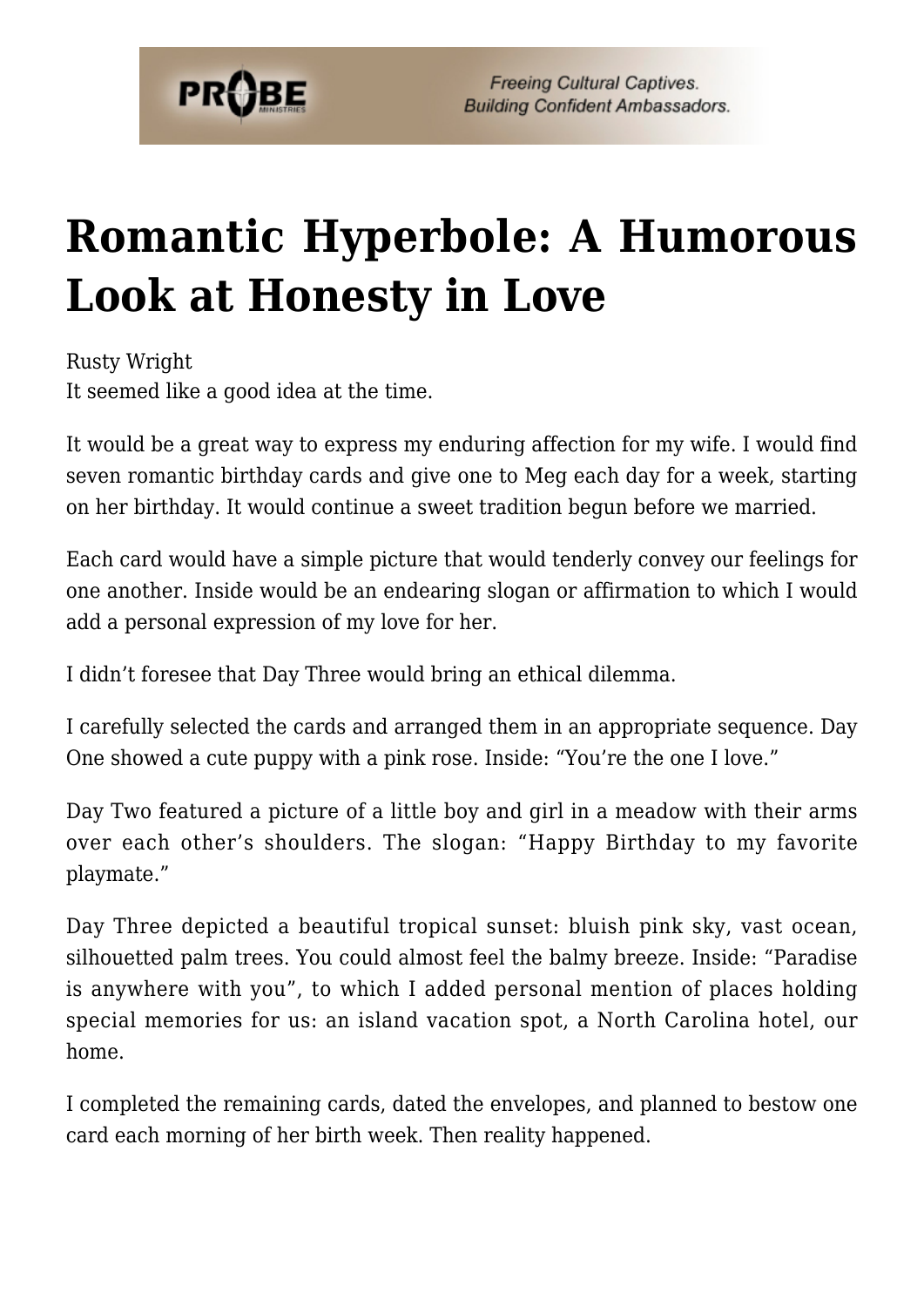# Romantic Hyperbole: A Humorous Look at Honesty in Love

Rusty Wright
It seemed like a good idea at the time.

It would be a great way to express my enduring affection for my wife. I would find seven romantic birthday cards and give one to Meg each day for a week, starting on her birthday. It would continue a sweet tradition begun before we married.

Each card would have a simple picture that would tenderly convey our feelings for one another. Inside would be an endearing slogan or affirmation to which I would add a personal expression of my love for her.

I didn't foresee that Day Three would bring an ethical dilemma.

I carefully selected the cards and arranged them in an appropriate sequence. Day One showed a cute puppy with a pink rose. Inside: "You're the one I love."

Day Two featured a picture of a little boy and girl in a meadow with their arms over each other's shoulders. The slogan: "Happy Birthday to my favorite playmate."

Day Three depicted a beautiful tropical sunset: bluish pink sky, vast ocean, silhouetted palm trees. You could almost feel the balmy breeze. Inside: "Paradise is anywhere with you", to which I added personal mention of places holding special memories for us: an island vacation spot, a North Carolina hotel, our home.

I completed the remaining cards, dated the envelopes, and planned to bestow one card each morning of her birth week. Then reality happened.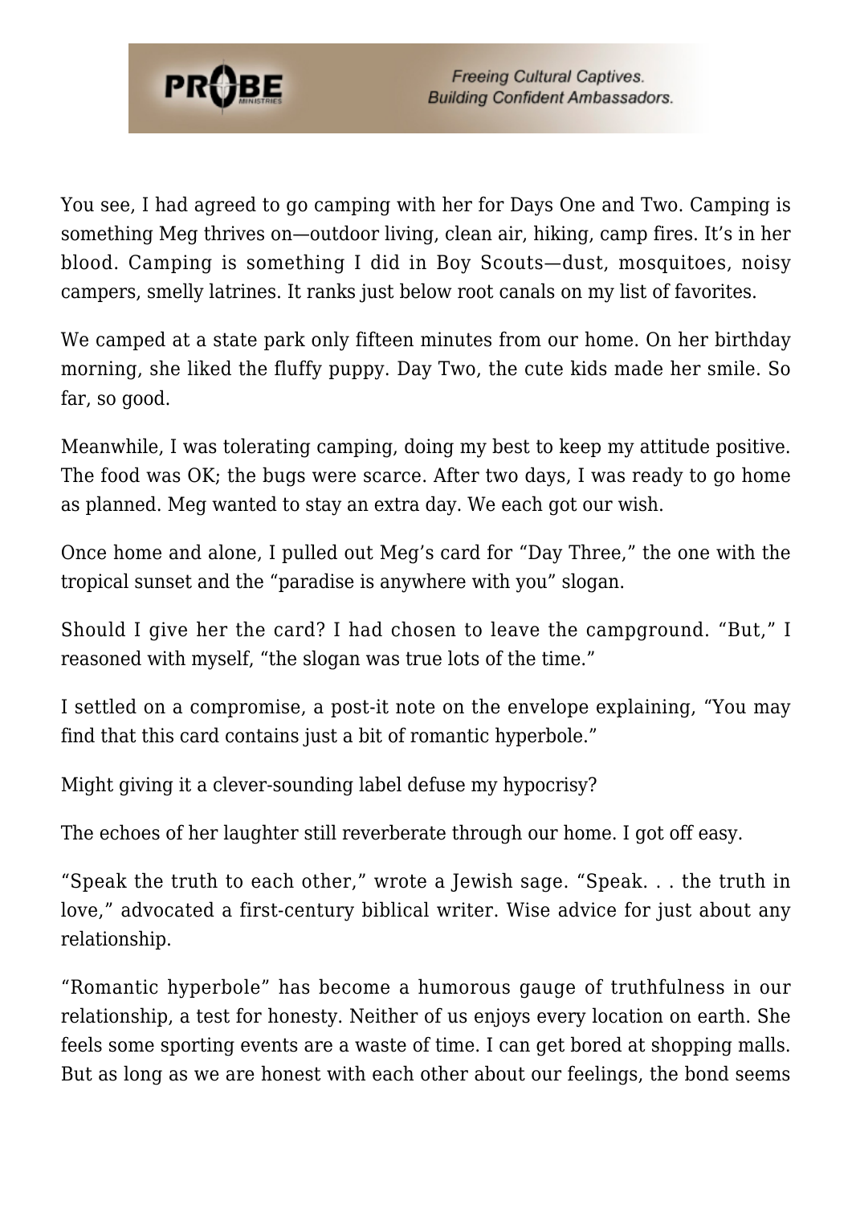You see, I had agreed to go camping with her for Days One and Two. Camping is something Meg thrives on—outdoor living, clean air, hiking, camp fires. It's in her blood. Camping is something I did in Boy Scouts—dust, mosquitoes, noisy campers, smelly latrines. It ranks just below root canals on my list of favorites.

We camped at a state park only fifteen minutes from our home. On her birthday morning, she liked the fluffy puppy. Day Two, the cute kids made her smile. So far, so good.

Meanwhile, I was tolerating camping, doing my best to keep my attitude positive. The food was OK; the bugs were scarce. After two days, I was ready to go home as planned. Meg wanted to stay an extra day. We each got our wish.

Once home and alone, I pulled out Meg's card for "Day Three," the one with the tropical sunset and the "paradise is anywhere with you" slogan.

Should I give her the card? I had chosen to leave the campground. "But," I reasoned with myself, "the slogan was true lots of the time."

I settled on a compromise, a post-it note on the envelope explaining, "You may find that this card contains just a bit of romantic hyperbole."

Might giving it a clever-sounding label defuse my hypocrisy?

The echoes of her laughter still reverberate through our home. I got off easy.

"Speak the truth to each other," wrote a Jewish sage. "Speak. . . the truth in love," advocated a first-century biblical writer. Wise advice for just about any relationship.

"Romantic hyperbole" has become a humorous gauge of truthfulness in our relationship, a test for honesty. Neither of us enjoys every location on earth. She feels some sporting events are a waste of time. I can get bored at shopping malls. But as long as we are honest with each other about our feelings, the bond seems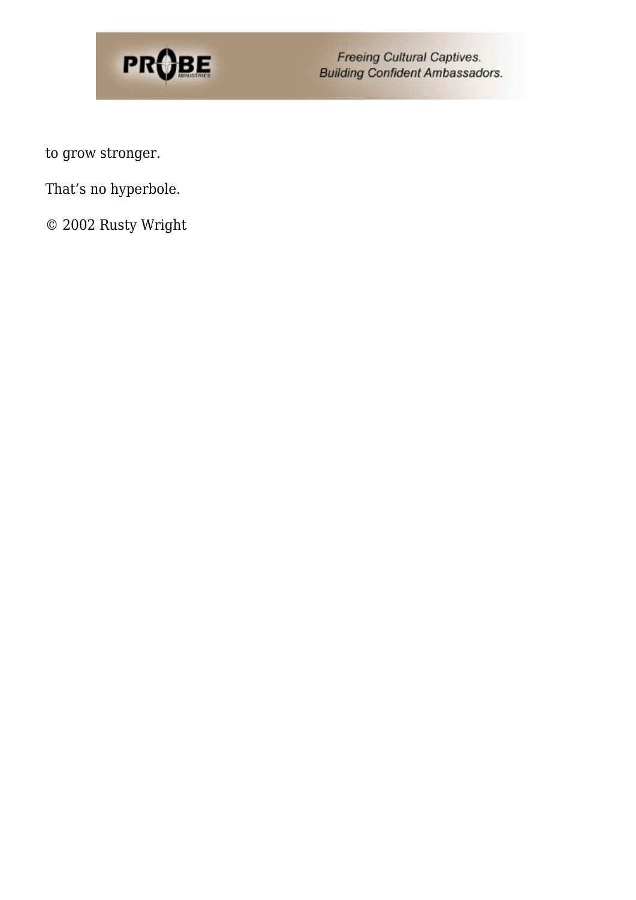to grow stronger.

That’s no hyperbole.

© 2002 Rusty Wright